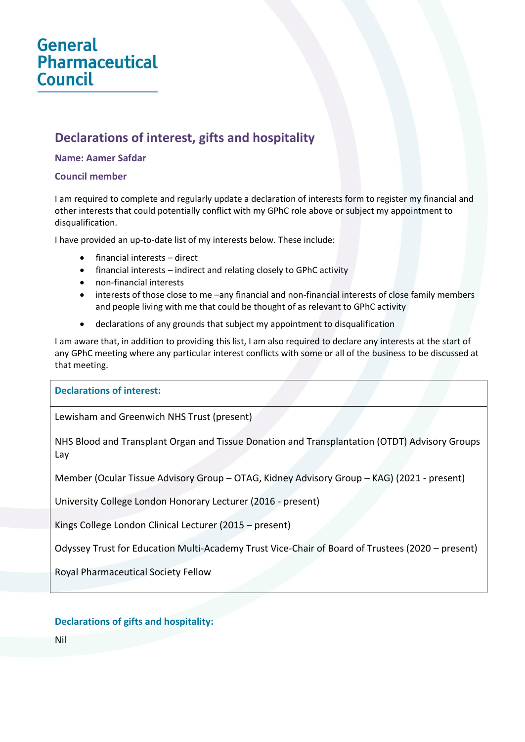# General Pharmaceutical Council

## Declarations of interest, gifts and hospitality

**Name: Aamer Safdar**

**Council member**

I am required to complete and regularly update a declaration of interests form to register my financial and other interests that could potentially conflict with my GPhC role above or subject my appointment to disqualification.

I have provided an up-to-date list of my interests below. These include:

- financial interests – direct
- financial interests – indirect and relating closely to GPhC activity
- non-financial interests
- interests of those close to me –any financial and non-financial interests of close family members and people living with me that could be thought of as relevant to GPhC activity
- declarations of any grounds that subject my appointment to disqualification

I am aware that, in addition to providing this list, I am also required to declare any interests at the start of any GPhC meeting where any particular interest conflicts with some or all of the business to be discussed at that meeting.

| **Declarations of interest:** |
|---|
| Lewisham and Greenwich NHS Trust (present)<br><br>NHS Blood and Transplant Organ and Tissue Donation and Transplantation (OTDT) Advisory Groups Lay<br><br>Member (Ocular Tissue Advisory Group – OTAG, Kidney Advisory Group – KAG) (2021 - present)<br><br>University College London Honorary Lecturer (2016 - present)<br><br>Kings College London Clinical Lecturer (2015 – present)<br><br>Odyssey Trust for Education Multi-Academy Trust Vice-Chair of Board of Trustees (2020 – present)<br><br>Royal Pharmaceutical Society Fellow |

### Declarations of gifts and hospitality:

Nil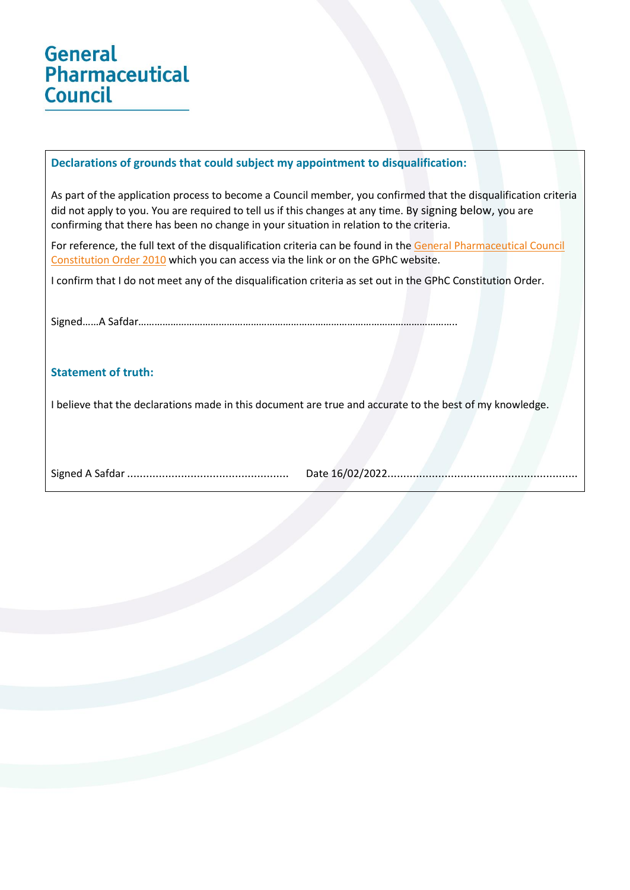General Pharmaceutical Council

## Declarations of grounds that could subject my appointment to disqualification:

As part of the application process to become a Council member, you confirmed that the disqualification criteria did not apply to you. You are required to tell us if this changes at any time. By signing below, you are confirming that there has been no change in your situation in relation to the criteria.

For reference, the full text of the disqualification criteria can be found in the General Pharmaceutical Council Constitution Order 2010 which you can access via the link or on the GPhC website.

I confirm that I do not meet any of the disqualification criteria as set out in the GPhC Constitution Order.

Signed……A Safdar…………………………………………………………………………………………………..

## Statement of truth:

I believe that the declarations made in this document are true and accurate to the best of my knowledge.

Signed A Safdar ................................................... Date 16/02/2022............................................................